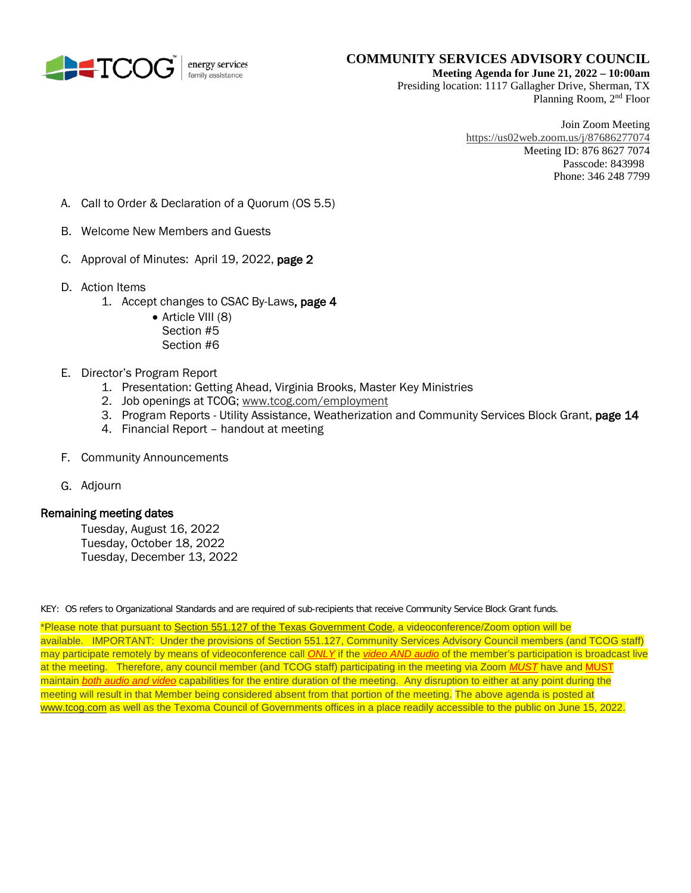TCOG energy services family assistance

# COMMUNITY SERVICES ADVISORY COUNCIL

**Meeting Agenda for June 21, 2022 – 10:00am**

Presiding location: 1117 Gallagher Drive, Sherman, TX
Planning Room, 2nd Floor

Join Zoom Meeting
https://us02web.zoom.us/j/87686277074
Meeting ID: 876 8627 7074
Passcode: 843998
Phone: 346 248 7799

A. Call to Order & Declaration of a Quorum (OS 5.5)

B. Welcome New Members and Guests

C. Approval of Minutes: April 19, 2022, **page 2**

D. Action Items
   1. Accept changes to CSAC By-Laws, **page 4**
      - Article VIII (8)
        Section #5
        Section #6

E. Director's Program Report
   1. Presentation: Getting Ahead, Virginia Brooks, Master Key Ministries
   2. Job openings at TCOG; www.tcog.com/employment
   3. Program Reports - Utility Assistance, Weatherization and Community Services Block Grant, **page 14**
   4. Financial Report – handout at meeting

F. Community Announcements

G. Adjourn

## Remaining meeting dates

Tuesday, August 16, 2022
Tuesday, October 18, 2022
Tuesday, December 13, 2022

KEY: OS refers to Organizational Standards and are required of sub-recipients that receive Community Service Block Grant funds.

*Please note that pursuant to Section 551.127 of the Texas Government Code, a videoconference/Zoom option will be available. IMPORTANT: Under the provisions of Section 551.127, Community Services Advisory Council members (and TCOG staff) may participate remotely by means of videoconference call ***ONLY*** if the ***video AND audio*** of the member's participation is broadcast live at the meeting. Therefore, any council member (and TCOG staff) participating in the meeting via Zoom ***MUST*** have and MUST maintain ***both audio and video*** capabilities for the entire duration of the meeting. Any disruption to either at any point during the meeting will result in that Member being considered absent from that portion of the meeting. The above agenda is posted at www.tcog.com as well as the Texoma Council of Governments offices in a place readily accessible to the public on June 15, 2022.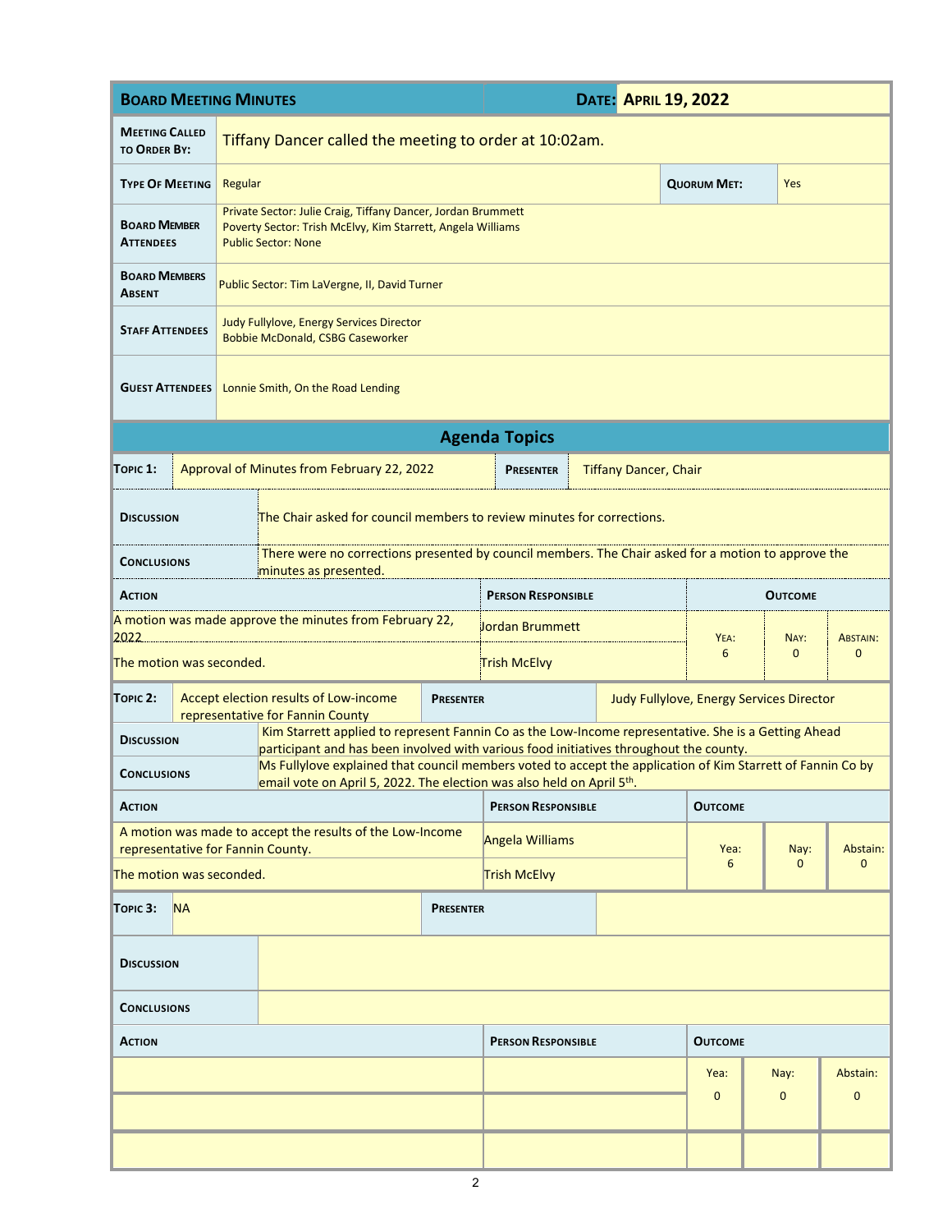## Board Meeting Minutes

**Date: April 19, 2022**

| | |
|---|---|
| **Meeting Called to Order By:** | Tiffany Dancer called the meeting to order at 10:02am. |
| **Type Of Meeting** | Regular |
| **Quorum Met:** | Yes |
| **Board Member Attendees** | Private Sector: Julie Craig, Tiffany Dancer, Jordan Brummett<br>Poverty Sector: Trish McElvy, Kim Starrett, Angela Williams<br>Public Sector: None |
| **Board Members Absent** | Public Sector: Tim LaVergne, II, David Turner |
| **Staff Attendees** | Judy Fullylove, Energy Services Director<br>Bobbie McDonald, CSBG Caseworker |
| **Guest Attendees** | Lonnie Smith, On the Road Lending |

## Agenda Topics

**Topic 1:** Approval of Minutes from February 22, 2022 — **Presenter:** Tiffany Dancer, Chair

**Discussion:** The Chair asked for council members to review minutes for corrections.

**Conclusions:** There were no corrections presented by council members. The Chair asked for a motion to approve the minutes as presented.

| Action | Person Responsible | Outcome | | |
|---|---|---|---|---|
| A motion was made approve the minutes from February 22, 2022 | Jordan Brummett | Yea: 6 | Nay: 0 | Abstain: 0 |
| The motion was seconded. | Trish McElvy | | | |

**Topic 2:** Accept election results of Low-income representative for Fannin County — **Presenter:** Judy Fullylove, Energy Services Director

**Discussion:** Kim Starrett applied to represent Fannin Co as the Low-Income representative. She is a Getting Ahead participant and has been involved with various food initiatives throughout the county.

**Conclusions:** Ms Fullylove explained that council members voted to accept the application of Kim Starrett of Fannin Co by email vote on April 5, 2022. The election was also held on April 5th.

| Action | Person Responsible | Outcome | | |
|---|---|---|---|---|
| A motion was made to accept the results of the Low-Income representative for Fannin County. | Angela Williams | Yea: 6 | Nay: 0 | Abstain: 0 |
| The motion was seconded. | Trish McElvy | | | |

**Topic 3:** NA — **Presenter:**

**Discussion:**

**Conclusions:**

| Action | Person Responsible | Outcome | | |
|---|---|---|---|---|
| | | Yea: 0 | Nay: 0 | Abstain: 0 |
| | | | | |
| | | | | |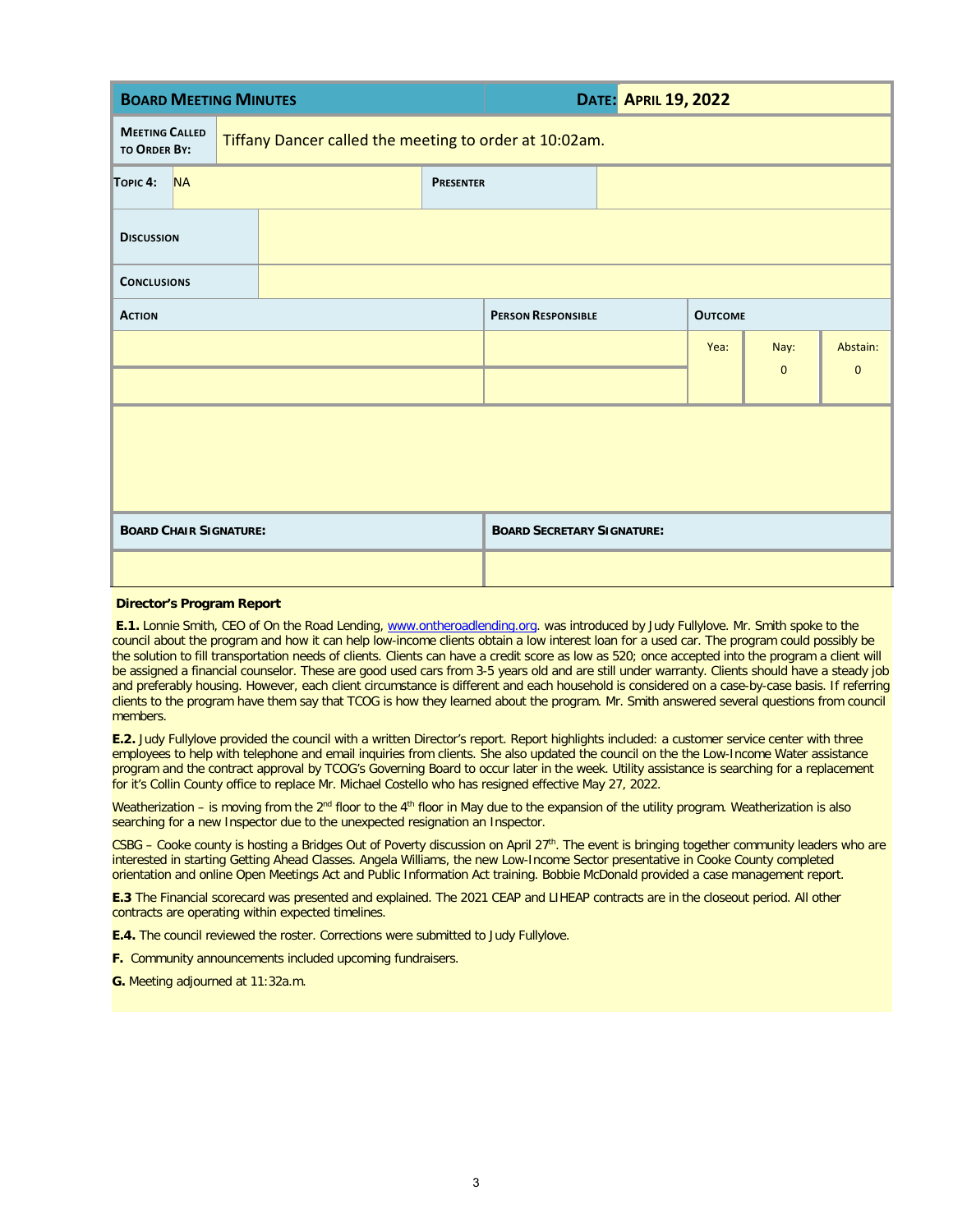| **Board Meeting Minutes** | | | **Date:** | **April 19, 2022** | | |
|---|---|---|---|---|---|---|
| **Meeting Called to Order By:** | Tiffany Dancer called the meeting to order at 10:02am. | | | | | |
| **Topic 4:** | NA | | **Presenter** | | | |
| **Discussion** | | | | | | |
| **Conclusions** | | | | | | |
| **Action** | | | **Person Responsible** | **Outcome** | | |
| | | | | Yea: | Nay: 0 | Abstain: 0 |
| | | | | | | |
| **Board Chair Signature:** | | | **Board Secretary Signature:** | | | |
| | | | | | | |

**Director's Program Report**

**E.1.** Lonnie Smith, CEO of On the Road Lending, www.ontheroadlending.org. was introduced by Judy Fullylove. Mr. Smith spoke to the council about the program and how it can help low-income clients obtain a low interest loan for a used car. The program could possibly be the solution to fill transportation needs of clients. Clients can have a credit score as low as 520; once accepted into the program a client will be assigned a financial counselor. These are good used cars from 3-5 years old and are still under warranty. Clients should have a steady job and preferably housing. However, each client circumstance is different and each household is considered on a case-by-case basis. If referring clients to the program have them say that TCOG is how they learned about the program. Mr. Smith answered several questions from council members.

**E.2.** Judy Fullylove provided the council with a written Director's report. Report highlights included: a customer service center with three employees to help with telephone and email inquiries from clients. She also updated the council on the the Low-Income Water assistance program and the contract approval by TCOG's Governing Board to occur later in the week. Utility assistance is searching for a replacement for it's Collin County office to replace Mr. Michael Costello who has resigned effective May 27, 2022.

Weatherization – is moving from the 2nd floor to the 4th floor in May due to the expansion of the utility program. Weatherization is also searching for a new Inspector due to the unexpected resignation an Inspector.

CSBG – Cooke county is hosting a Bridges Out of Poverty discussion on April 27th. The event is bringing together community leaders who are interested in starting Getting Ahead Classes. Angela Williams, the new Low-Income Sector presentative in Cooke County completed orientation and online Open Meetings Act and Public Information Act training. Bobbie McDonald provided a case management report.

**E.3** The Financial scorecard was presented and explained. The 2021 CEAP and LIHEAP contracts are in the closeout period. All other contracts are operating within expected timelines.

**E.4.** The council reviewed the roster. Corrections were submitted to Judy Fullylove.

**F.** Community announcements included upcoming fundraisers.

**G.** Meeting adjourned at 11:32a.m.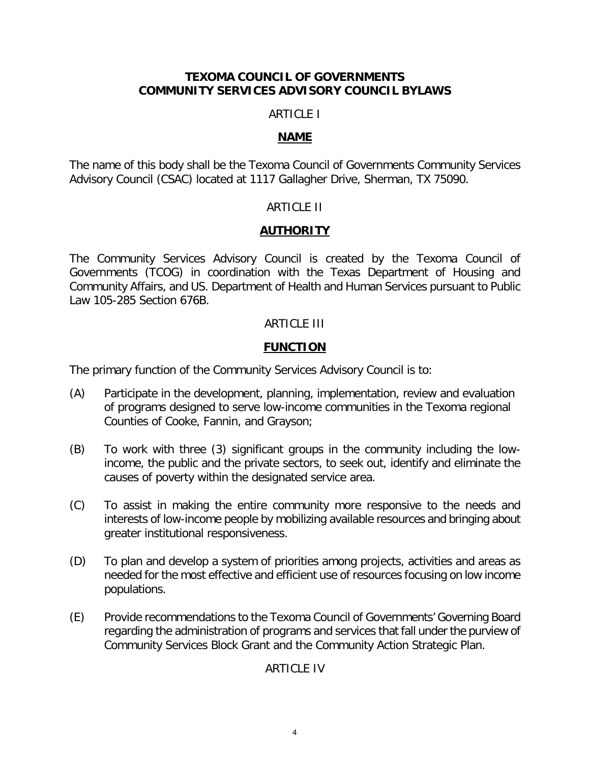# TEXOMA COUNCIL OF GOVERNMENTS
# COMMUNITY SERVICES ADVISORY COUNCIL BYLAWS

ARTICLE I

## NAME

The name of this body shall be the Texoma Council of Governments Community Services Advisory Council (CSAC) located at 1117 Gallagher Drive, Sherman, TX 75090.

ARTICLE II

## AUTHORITY

The Community Services Advisory Council is created by the Texoma Council of Governments (TCOG) in coordination with the Texas Department of Housing and Community Affairs, and US. Department of Health and Human Services pursuant to Public Law 105-285 Section 676B.

ARTICLE III

## FUNCTION

The primary function of the Community Services Advisory Council is to:

(A) Participate in the development, planning, implementation, review and evaluation of programs designed to serve low-income communities in the Texoma regional Counties of Cooke, Fannin, and Grayson;

(B) To work with three (3) significant groups in the community including the low-income, the public and the private sectors, to seek out, identify and eliminate the causes of poverty within the designated service area.

(C) To assist in making the entire community more responsive to the needs and interests of low-income people by mobilizing available resources and bringing about greater institutional responsiveness.

(D) To plan and develop a system of priorities among projects, activities and areas as needed for the most effective and efficient use of resources focusing on low income populations.

(E) Provide recommendations to the Texoma Council of Governments' Governing Board regarding the administration of programs and services that fall under the purview of Community Services Block Grant and the Community Action Strategic Plan.

ARTICLE IV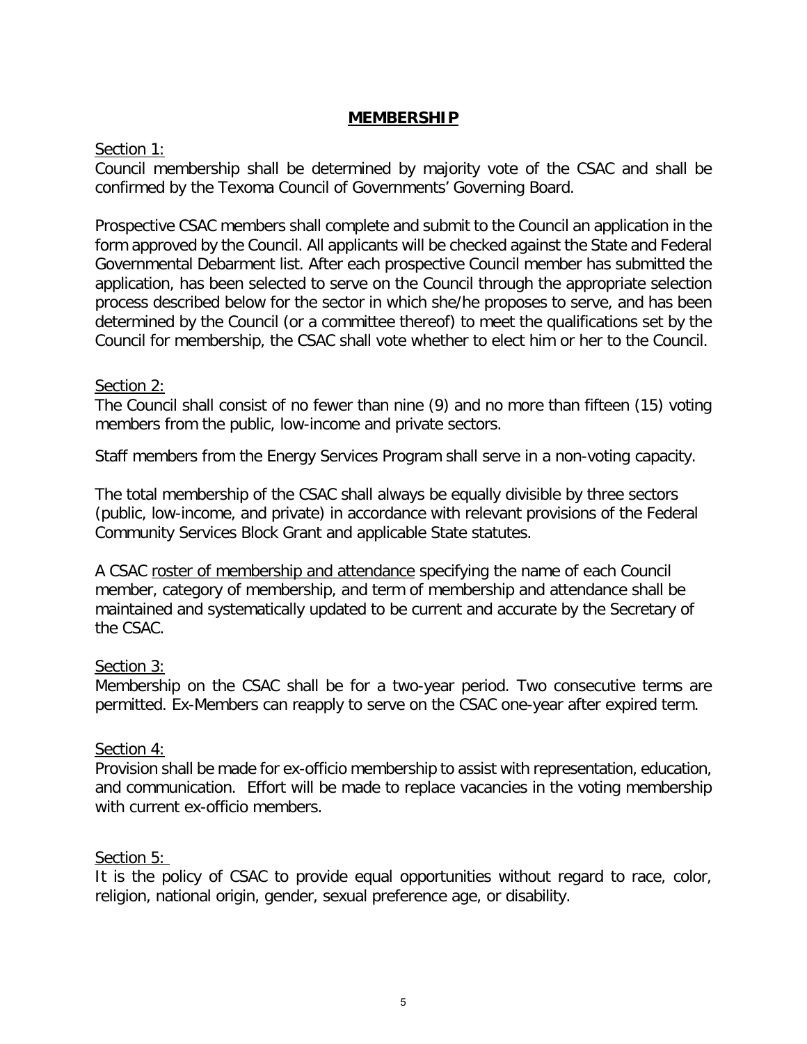## **MEMBERSHIP**

Section 1:

Council membership shall be determined by majority vote of the CSAC and shall be confirmed by the Texoma Council of Governments' Governing Board.

Prospective CSAC members shall complete and submit to the Council an application in the form approved by the Council. All applicants will be checked against the State and Federal Governmental Debarment list. After each prospective Council member has submitted the application, has been selected to serve on the Council through the appropriate selection process described below for the sector in which she/he proposes to serve, and has been determined by the Council (or a committee thereof) to meet the qualifications set by the Council for membership, the CSAC shall vote whether to elect him or her to the Council.

Section 2:

The Council shall consist of no fewer than nine (9) and no more than fifteen (15) voting members from the public, low-income and private sectors.

Staff members from the Energy Services Program shall serve in a non-voting capacity.

The total membership of the CSAC shall always be equally divisible by three sectors (public, low-income, and private) in accordance with relevant provisions of the Federal Community Services Block Grant and applicable State statutes.

A CSAC roster of membership and attendance specifying the name of each Council member, category of membership, and term of membership and attendance shall be maintained and systematically updated to be current and accurate by the Secretary of the CSAC.

Section 3:

Membership on the CSAC shall be for a two-year period. Two consecutive terms are permitted. Ex-Members can reapply to serve on the CSAC one-year after expired term.

Section 4:

Provision shall be made for ex-officio membership to assist with representation, education, and communication. Effort will be made to replace vacancies in the voting membership with current ex-officio members.

Section 5:

It is the policy of CSAC to provide equal opportunities without regard to race, color, religion, national origin, gender, sexual preference age, or disability.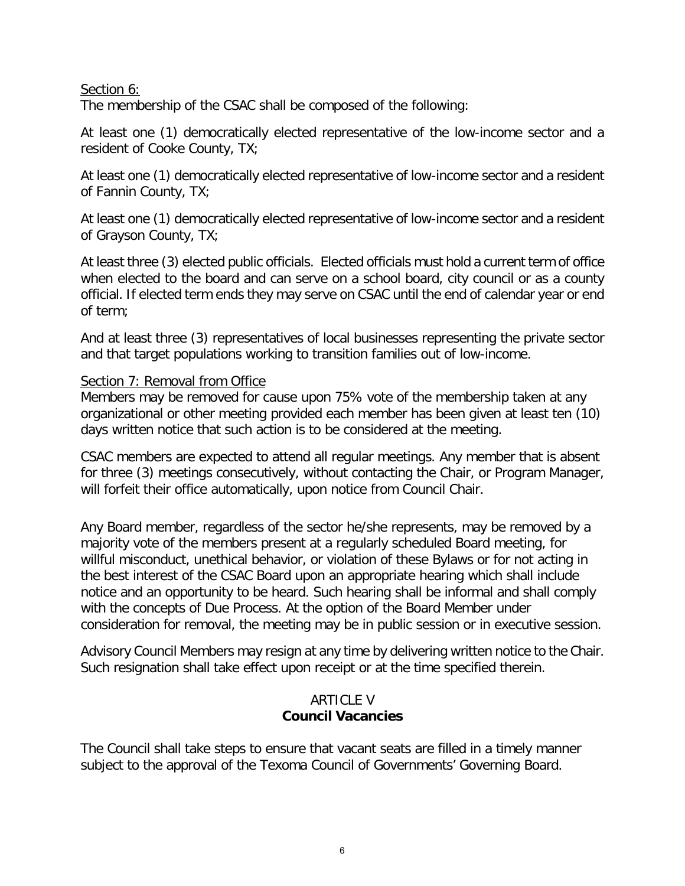Section 6:

The membership of the CSAC shall be composed of the following:

At least one (1) democratically elected representative of the low-income sector and a resident of Cooke County, TX;

At least one (1) democratically elected representative of low-income sector and a resident of Fannin County, TX;

At least one (1) democratically elected representative of low-income sector and a resident of Grayson County, TX;

At least three (3) elected public officials. Elected officials must hold a current term of office when elected to the board and can serve on a school board, city council or as a county official. If elected term ends they may serve on CSAC until the end of calendar year or end of term;

And at least three (3) representatives of local businesses representing the private sector and that target populations working to transition families out of low-income.

Section 7: Removal from Office

Members may be removed for cause upon 75% vote of the membership taken at any organizational or other meeting provided each member has been given at least ten (10) days written notice that such action is to be considered at the meeting.

CSAC members are expected to attend all regular meetings. Any member that is absent for three (3) meetings consecutively, without contacting the Chair, or Program Manager, will forfeit their office automatically, upon notice from Council Chair.

Any Board member, regardless of the sector he/she represents, may be removed by a majority vote of the members present at a regularly scheduled Board meeting, for willful misconduct, unethical behavior, or violation of these Bylaws or for not acting in the best interest of the CSAC Board upon an appropriate hearing which shall include notice and an opportunity to be heard. Such hearing shall be informal and shall comply with the concepts of Due Process. At the option of the Board Member under consideration for removal, the meeting may be in public session or in executive session.

Advisory Council Members may resign at any time by delivering written notice to the Chair. Such resignation shall take effect upon receipt or at the time specified therein.

## ARTICLE V
## **Council Vacancies**

The Council shall take steps to ensure that vacant seats are filled in a timely manner subject to the approval of the Texoma Council of Governments' Governing Board.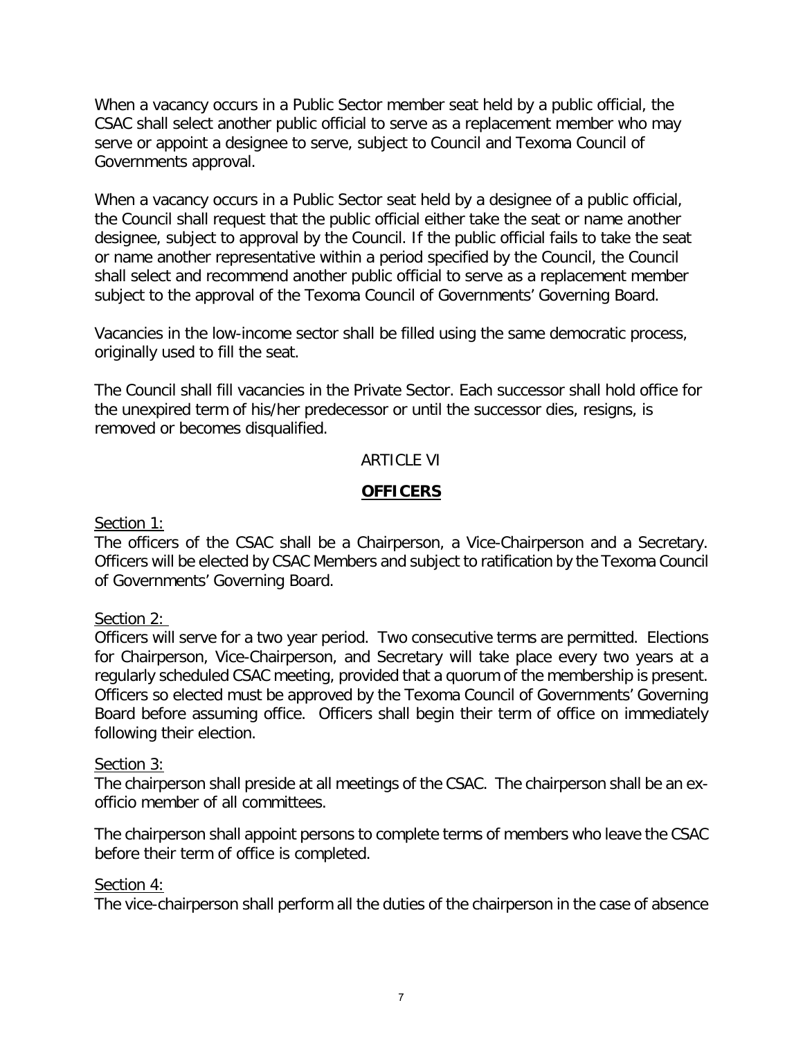When a vacancy occurs in a Public Sector member seat held by a public official, the CSAC shall select another public official to serve as a replacement member who may serve or appoint a designee to serve, subject to Council and Texoma Council of Governments approval.

When a vacancy occurs in a Public Sector seat held by a designee of a public official, the Council shall request that the public official either take the seat or name another designee, subject to approval by the Council. If the public official fails to take the seat or name another representative within a period specified by the Council, the Council shall select and recommend another public official to serve as a replacement member subject to the approval of the Texoma Council of Governments' Governing Board.

Vacancies in the low-income sector shall be filled using the same democratic process, originally used to fill the seat.

The Council shall fill vacancies in the Private Sector. Each successor shall hold office for the unexpired term of his/her predecessor or until the successor dies, resigns, is removed or becomes disqualified.

ARTICLE VI

## **OFFICERS**

Section 1:

The officers of the CSAC shall be a Chairperson, a Vice-Chairperson and a Secretary. Officers will be elected by CSAC Members and subject to ratification by the Texoma Council of Governments' Governing Board.

Section 2:

Officers will serve for a two year period. Two consecutive terms are permitted. Elections for Chairperson, Vice-Chairperson, and Secretary will take place every two years at a regularly scheduled CSAC meeting, provided that a quorum of the membership is present. Officers so elected must be approved by the Texoma Council of Governments' Governing Board before assuming office. Officers shall begin their term of office on immediately following their election.

Section 3:

The chairperson shall preside at all meetings of the CSAC. The chairperson shall be an ex-officio member of all committees.

The chairperson shall appoint persons to complete terms of members who leave the CSAC before their term of office is completed.

Section 4:

The vice-chairperson shall perform all the duties of the chairperson in the case of absence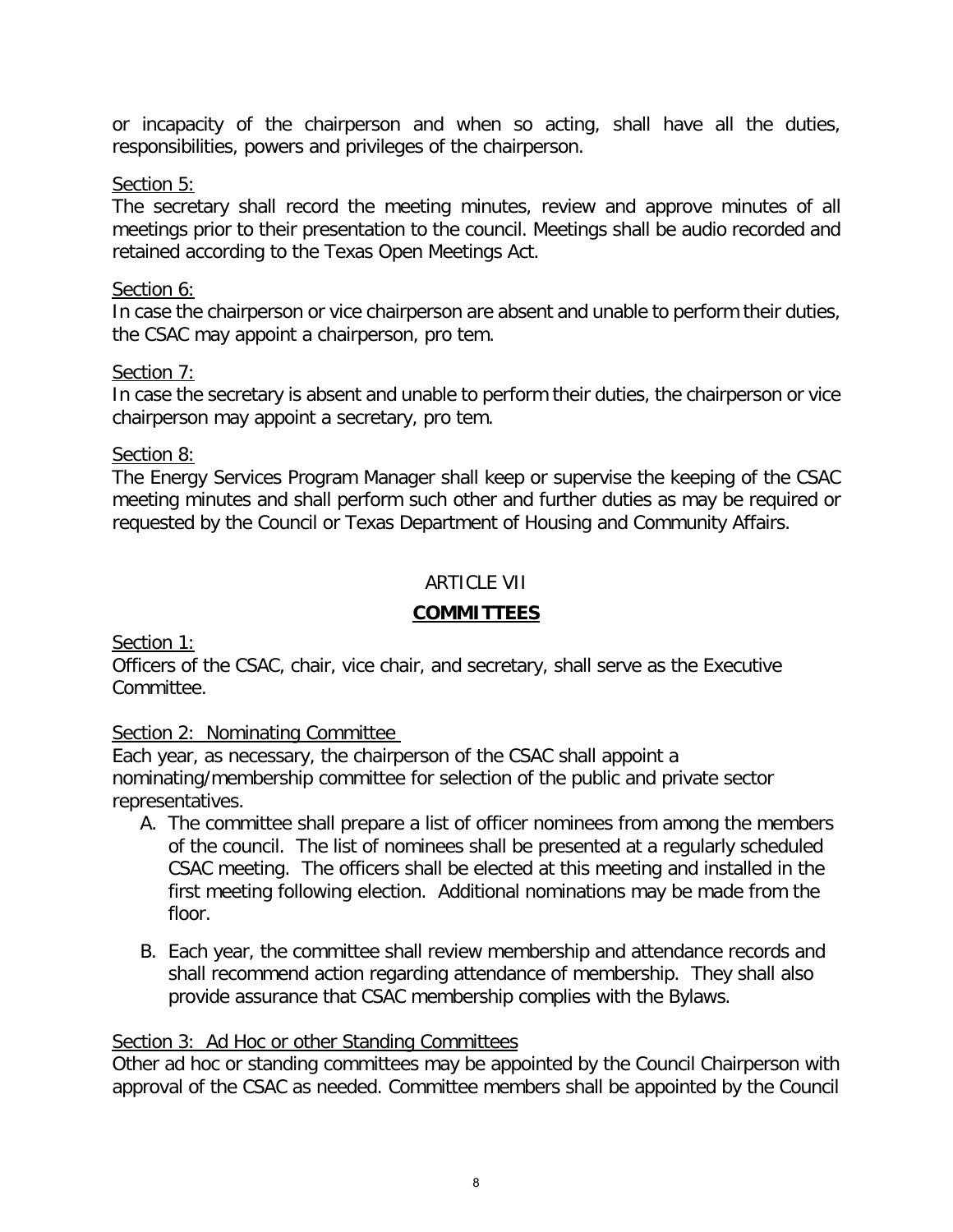or incapacity of the chairperson and when so acting, shall have all the duties, responsibilities, powers and privileges of the chairperson.

Section 5:

The secretary shall record the meeting minutes, review and approve minutes of all meetings prior to their presentation to the council. Meetings shall be audio recorded and retained according to the Texas Open Meetings Act.

Section 6:

In case the chairperson or vice chairperson are absent and unable to perform their duties, the CSAC may appoint a chairperson, pro tem.

Section 7:

In case the secretary is absent and unable to perform their duties, the chairperson or vice chairperson may appoint a secretary, pro tem.

Section 8:

The Energy Services Program Manager shall keep or supervise the keeping of the CSAC meeting minutes and shall perform such other and further duties as may be required or requested by the Council or Texas Department of Housing and Community Affairs.

## ARTICLE VII

## COMMITTEES

Section 1:

Officers of the CSAC, chair, vice chair, and secretary, shall serve as the Executive Committee.

Section 2: Nominating Committee

Each year, as necessary, the chairperson of the CSAC shall appoint a nominating/membership committee for selection of the public and private sector representatives.

A. The committee shall prepare a list of officer nominees from among the members of the council. The list of nominees shall be presented at a regularly scheduled CSAC meeting. The officers shall be elected at this meeting and installed in the first meeting following election. Additional nominations may be made from the floor.

B. Each year, the committee shall review membership and attendance records and shall recommend action regarding attendance of membership. They shall also provide assurance that CSAC membership complies with the Bylaws.

Section 3: Ad Hoc or other Standing Committees

Other ad hoc or standing committees may be appointed by the Council Chairperson with approval of the CSAC as needed. Committee members shall be appointed by the Council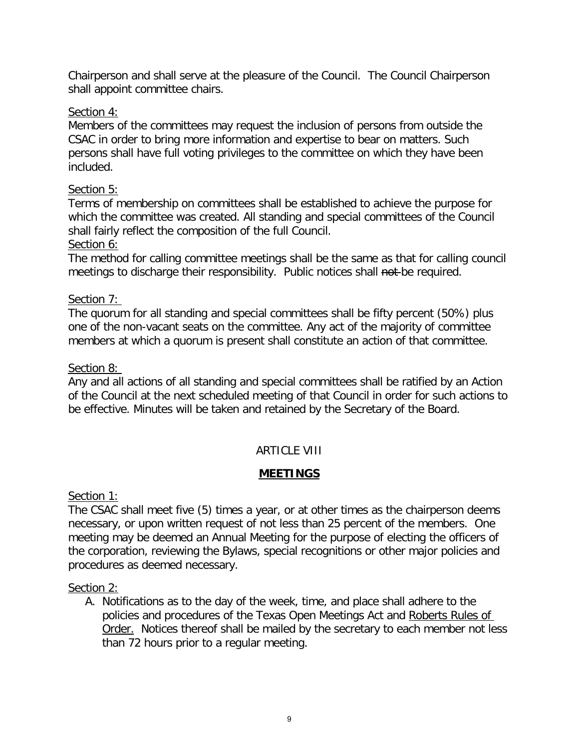Chairperson and shall serve at the pleasure of the Council. The Council Chairperson shall appoint committee chairs.

<u>Section 4:</u>
Members of the committees may request the inclusion of persons from outside the CSAC in order to bring more information and expertise to bear on matters. Such persons shall have full voting privileges to the committee on which they have been included.

<u>Section 5:</u>
Terms of membership on committees shall be established to achieve the purpose for which the committee was created. All standing and special committees of the Council shall fairly reflect the composition of the full Council.

<u>Section 6:</u>
The method for calling committee meetings shall be the same as that for calling council meetings to discharge their responsibility. Public notices shall ~~not~~ be required.

<u>Section 7:</u>
The quorum for all standing and special committees shall be fifty percent (50%) plus one of the non-vacant seats on the committee. Any act of the majority of committee members at which a quorum is present shall constitute an action of that committee.

<u>Section 8:</u>
Any and all actions of all standing and special committees shall be ratified by an Action of the Council at the next scheduled meeting of that Council in order for such actions to be effective. Minutes will be taken and retained by the Secretary of the Board.

## ARTICLE VIII

## <u>**MEETINGS**</u>

<u>Section 1:</u>
The CSAC shall meet five (5) times a year, or at other times as the chairperson deems necessary, or upon written request of not less than 25 percent of the members. One meeting may be deemed an Annual Meeting for the purpose of electing the officers of the corporation, reviewing the Bylaws, special recognitions or other major policies and procedures as deemed necessary.

<u>Section 2:</u>

A. Notifications as to the day of the week, time, and place shall adhere to the policies and procedures of the Texas Open Meetings Act and <u>Roberts Rules of Order.</u> Notices thereof shall be mailed by the secretary to each member not less than 72 hours prior to a regular meeting.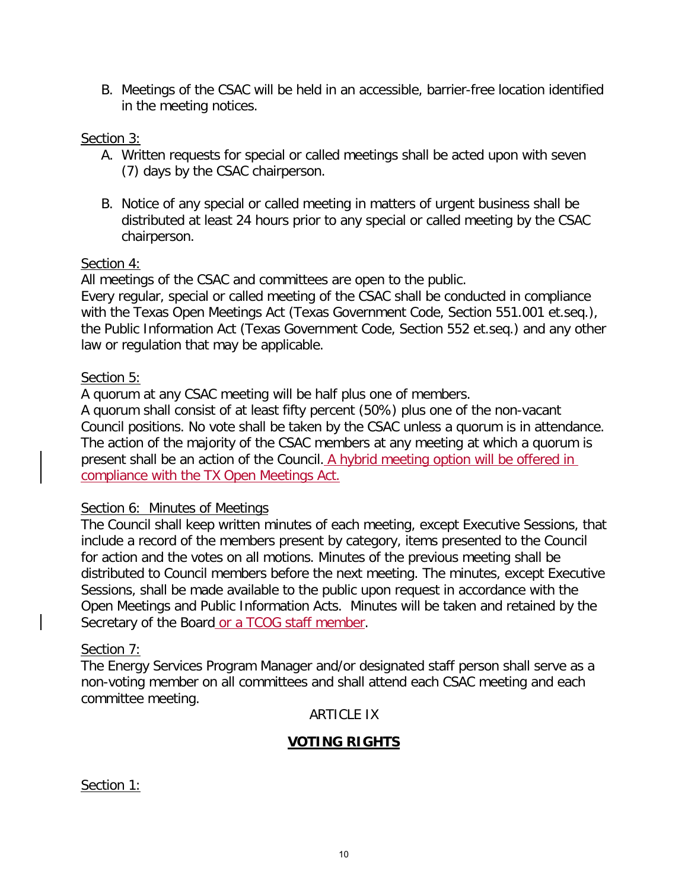B. Meetings of the CSAC will be held in an accessible, barrier-free location identified in the meeting notices.

Section 3:

A. Written requests for special or called meetings shall be acted upon with seven (7) days by the CSAC chairperson.

B. Notice of any special or called meeting in matters of urgent business shall be distributed at least 24 hours prior to any special or called meeting by the CSAC chairperson.

Section 4:

All meetings of the CSAC and committees are open to the public.
Every regular, special or called meeting of the CSAC shall be conducted in compliance with the Texas Open Meetings Act (Texas Government Code, Section 551.001 et.seq.), the Public Information Act (Texas Government Code, Section 552 et.seq.) and any other law or regulation that may be applicable.

Section 5:

A quorum at any CSAC meeting will be half plus one of members.
A quorum shall consist of at least fifty percent (50%) plus one of the non-vacant Council positions. No vote shall be taken by the CSAC unless a quorum is in attendance. The action of the majority of the CSAC members at any meeting at which a quorum is present shall be an action of the Council. A hybrid meeting option will be offered in compliance with the TX Open Meetings Act.

Section 6: Minutes of Meetings

The Council shall keep written minutes of each meeting, except Executive Sessions, that include a record of the members present by category, items presented to the Council for action and the votes on all motions. Minutes of the previous meeting shall be distributed to Council members before the next meeting. The minutes, except Executive Sessions, shall be made available to the public upon request in accordance with the Open Meetings and Public Information Acts. Minutes will be taken and retained by the Secretary of the Board or a TCOG staff member.

Section 7:

The Energy Services Program Manager and/or designated staff person shall serve as a non-voting member on all committees and shall attend each CSAC meeting and each committee meeting.

ARTICLE IX

## VOTING RIGHTS

Section 1: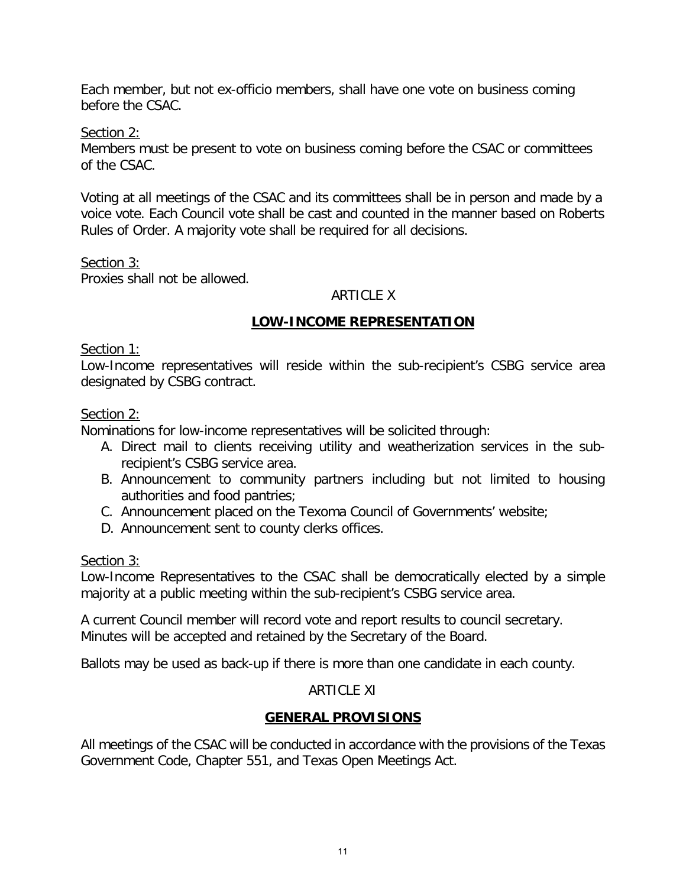Each member, but not ex-officio members, shall have one vote on business coming before the CSAC.

Section 2:
Members must be present to vote on business coming before the CSAC or committees of the CSAC.

Voting at all meetings of the CSAC and its committees shall be in person and made by a voice vote. Each Council vote shall be cast and counted in the manner based on Roberts Rules of Order. A majority vote shall be required for all decisions.

Section 3:
Proxies shall not be allowed.

ARTICLE X

## LOW-INCOME REPRESENTATION

Section 1:
Low-Income representatives will reside within the sub-recipient's CSBG service area designated by CSBG contract.

Section 2:
Nominations for low-income representatives will be solicited through:

A. Direct mail to clients receiving utility and weatherization services in the sub-recipient's CSBG service area.
B. Announcement to community partners including but not limited to housing authorities and food pantries;
C. Announcement placed on the Texoma Council of Governments' website;
D. Announcement sent to county clerks offices.

Section 3:
Low-Income Representatives to the CSAC shall be democratically elected by a simple majority at a public meeting within the sub-recipient's CSBG service area.

A current Council member will record vote and report results to council secretary. Minutes will be accepted and retained by the Secretary of the Board.

Ballots may be used as back-up if there is more than one candidate in each county.

ARTICLE XI

## GENERAL PROVISIONS

All meetings of the CSAC will be conducted in accordance with the provisions of the Texas Government Code, Chapter 551, and Texas Open Meetings Act.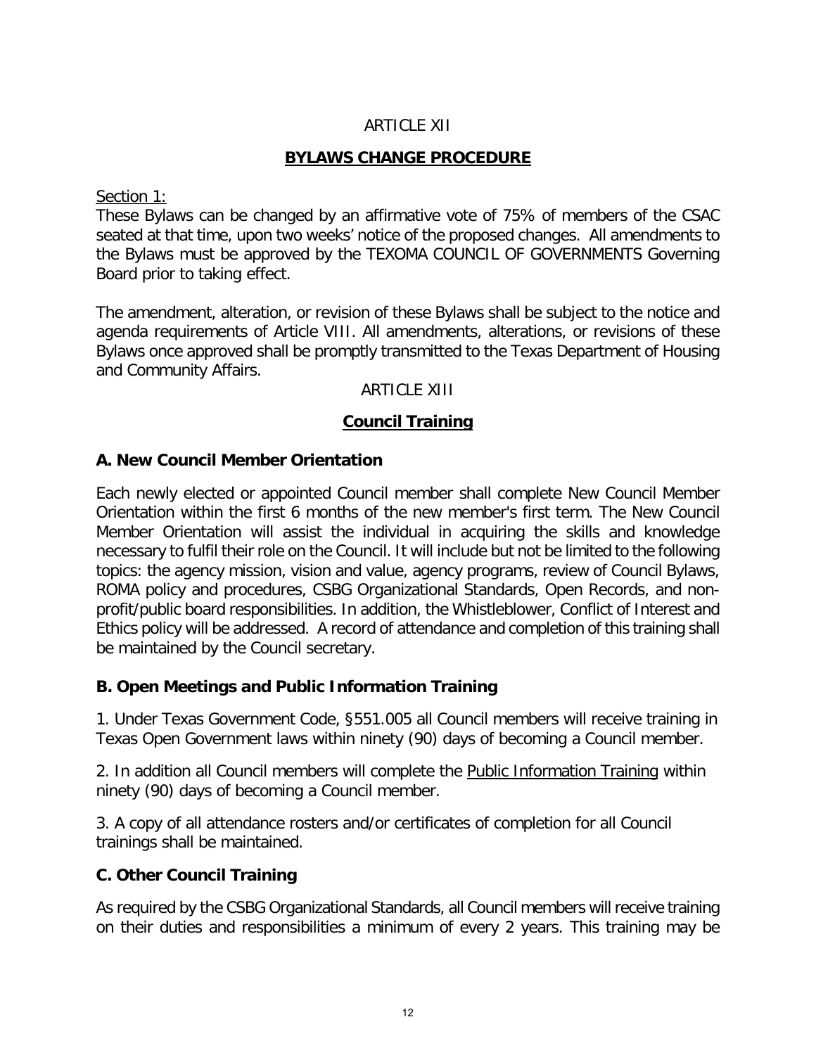ARTICLE XII

## BYLAWS CHANGE PROCEDURE

Section 1:
These Bylaws can be changed by an affirmative vote of 75% of members of the CSAC seated at that time, upon two weeks' notice of the proposed changes. All amendments to the Bylaws must be approved by the TEXOMA COUNCIL OF GOVERNMENTS Governing Board prior to taking effect.

The amendment, alteration, or revision of these Bylaws shall be subject to the notice and agenda requirements of Article VIII. All amendments, alterations, or revisions of these Bylaws once approved shall be promptly transmitted to the Texas Department of Housing and Community Affairs.

ARTICLE XIII

## Council Training

### A. New Council Member Orientation

Each newly elected or appointed Council member shall complete New Council Member Orientation within the first 6 months of the new member's first term. The New Council Member Orientation will assist the individual in acquiring the skills and knowledge necessary to fulfil their role on the Council. It will include but not be limited to the following topics: the agency mission, vision and value, agency programs, review of Council Bylaws, ROMA policy and procedures, CSBG Organizational Standards, Open Records, and non-profit/public board responsibilities. In addition, the Whistleblower, Conflict of Interest and Ethics policy will be addressed. A record of attendance and completion of this training shall be maintained by the Council secretary.

### B. Open Meetings and Public Information Training

1. Under Texas Government Code, §551.005 all Council members will receive training in Texas Open Government laws within ninety (90) days of becoming a Council member.

2. In addition all Council members will complete the Public Information Training within ninety (90) days of becoming a Council member.

3. A copy of all attendance rosters and/or certificates of completion for all Council trainings shall be maintained.

### C. Other Council Training

As required by the CSBG Organizational Standards, all Council members will receive training on their duties and responsibilities a minimum of every 2 years. This training may be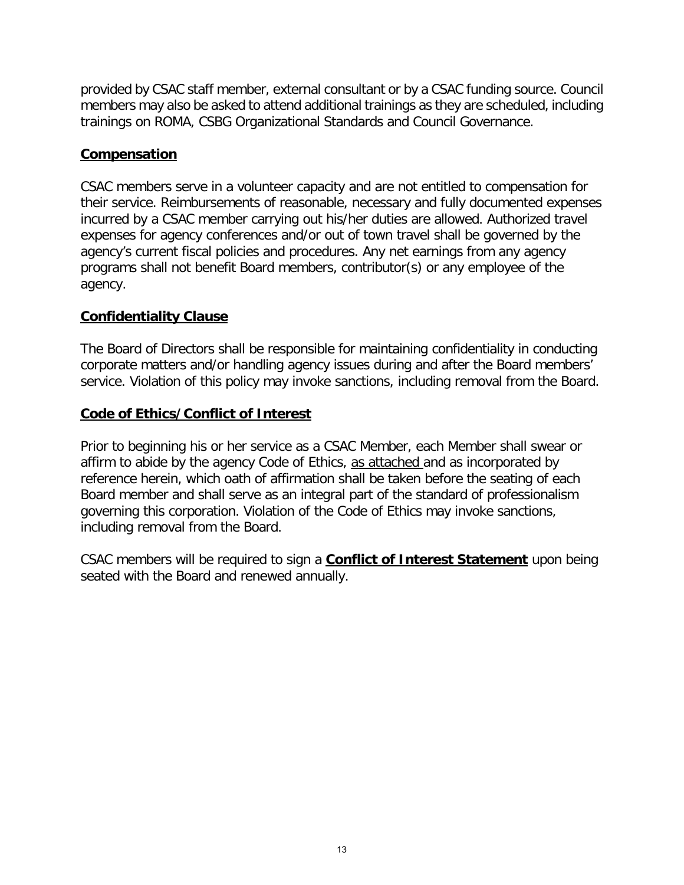provided by CSAC staff member, external consultant or by a CSAC funding source. Council members may also be asked to attend additional trainings as they are scheduled, including trainings on ROMA, CSBG Organizational Standards and Council Governance.

## Compensation

CSAC members serve in a volunteer capacity and are not entitled to compensation for their service. Reimbursements of reasonable, necessary and fully documented expenses incurred by a CSAC member carrying out his/her duties are allowed. Authorized travel expenses for agency conferences and/or out of town travel shall be governed by the agency's current fiscal policies and procedures. Any net earnings from any agency programs shall not benefit Board members, contributor(s) or any employee of the agency.

## Confidentiality Clause

The Board of Directors shall be responsible for maintaining confidentiality in conducting corporate matters and/or handling agency issues during and after the Board members' service. Violation of this policy may invoke sanctions, including removal from the Board.

## Code of Ethics/Conflict of Interest

Prior to beginning his or her service as a CSAC Member, each Member shall swear or affirm to abide by the agency Code of Ethics, as attached and as incorporated by reference herein, which oath of affirmation shall be taken before the seating of each Board member and shall serve as an integral part of the standard of professionalism governing this corporation. Violation of the Code of Ethics may invoke sanctions, including removal from the Board.

CSAC members will be required to sign a **Conflict of Interest Statement** upon being seated with the Board and renewed annually.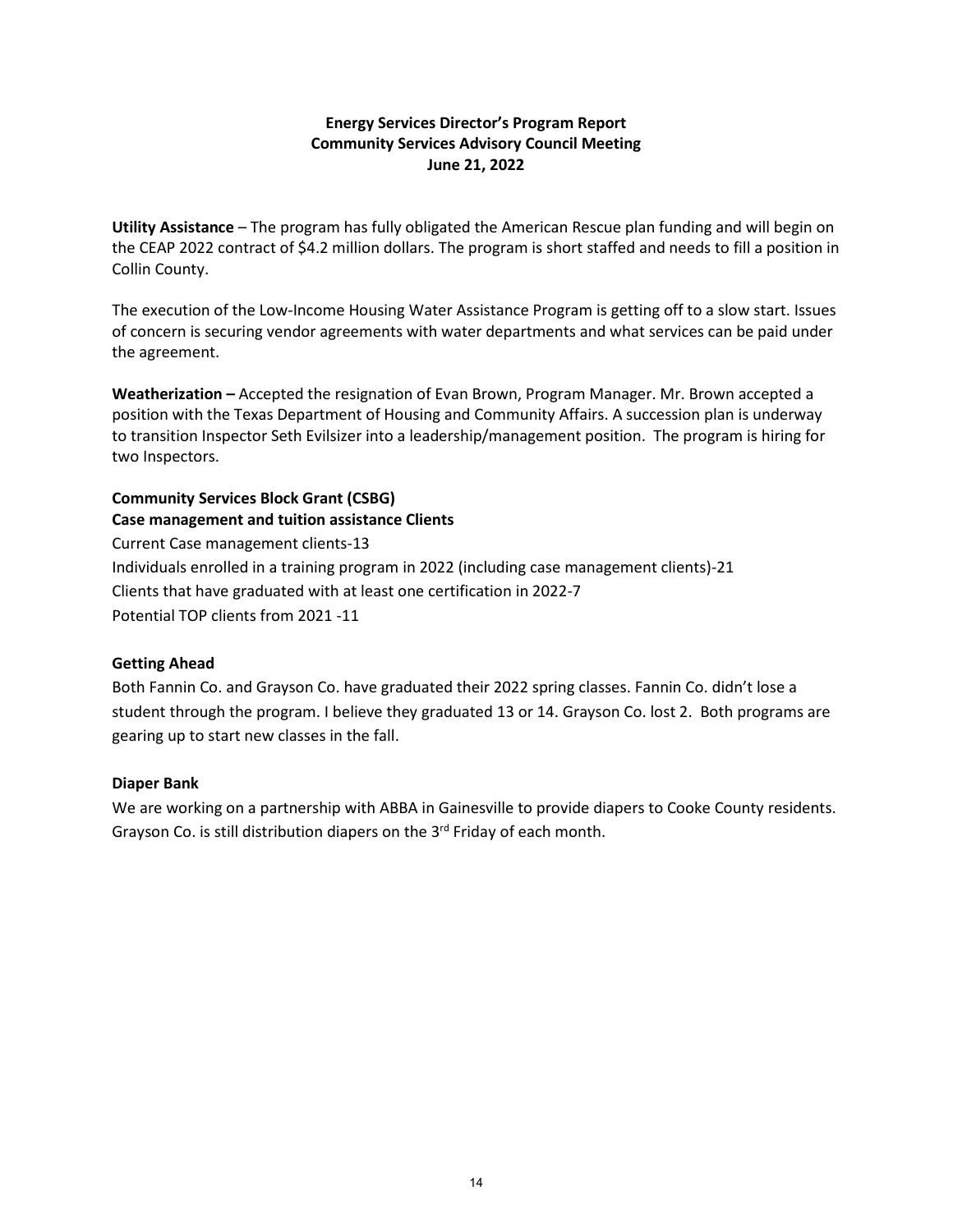**Energy Services Director's Program Report**
**Community Services Advisory Council Meeting**
**June 21, 2022**

**Utility Assistance** – The program has fully obligated the American Rescue plan funding and will begin on the CEAP 2022 contract of $4.2 million dollars. The program is short staffed and needs to fill a position in Collin County.

The execution of the Low-Income Housing Water Assistance Program is getting off to a slow start. Issues of concern is securing vendor agreements with water departments and what services can be paid under the agreement.

**Weatherization –** Accepted the resignation of Evan Brown, Program Manager. Mr. Brown accepted a position with the Texas Department of Housing and Community Affairs. A succession plan is underway to transition Inspector Seth Evilsizer into a leadership/management position. The program is hiring for two Inspectors.

**Community Services Block Grant (CSBG)**
**Case management and tuition assistance Clients**

Current Case management clients-13
Individuals enrolled in a training program in 2022 (including case management clients)-21
Clients that have graduated with at least one certification in 2022-7
Potential TOP clients from 2021 -11

**Getting Ahead**

Both Fannin Co. and Grayson Co. have graduated their 2022 spring classes. Fannin Co. didn't lose a student through the program. I believe they graduated 13 or 14. Grayson Co. lost 2. Both programs are gearing up to start new classes in the fall.

**Diaper Bank**

We are working on a partnership with ABBA in Gainesville to provide diapers to Cooke County residents. Grayson Co. is still distribution diapers on the 3rd Friday of each month.